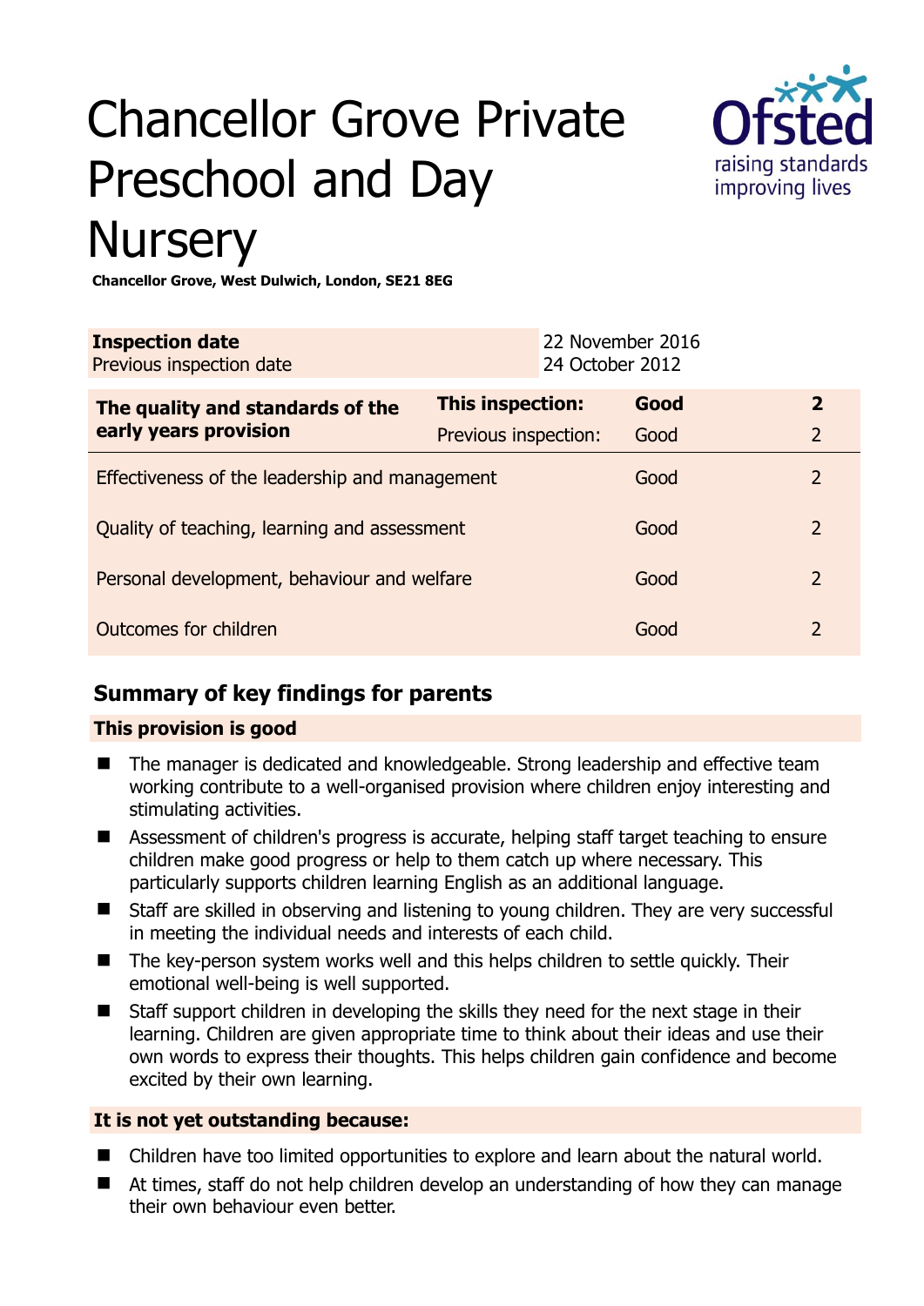# Chancellor Grove Private Preschool and Day Nursery

**Chancellor Grove, West Dulwich, London, SE21 8EG**

| **Inspection date** | 22 November 2016 |
|---|---|
| Previous inspection date | 24 October 2012 |

| **The quality and standards of the early years provision** | **This inspection:** | **Good** | **2** |
|---|---|---|---|
| | Previous inspection: | Good | 2 |
| Effectiveness of the leadership and management | | Good | 2 |
| Quality of teaching, learning and assessment | | Good | 2 |
| Personal development, behaviour and welfare | | Good | 2 |
| Outcomes for children | | Good | 2 |

## Summary of key findings for parents

### This provision is good

- The manager is dedicated and knowledgeable. Strong leadership and effective team working contribute to a well-organised provision where children enjoy interesting and stimulating activities.
- Assessment of children's progress is accurate, helping staff target teaching to ensure children make good progress or help to them catch up where necessary. This particularly supports children learning English as an additional language.
- Staff are skilled in observing and listening to young children. They are very successful in meeting the individual needs and interests of each child.
- The key-person system works well and this helps children to settle quickly. Their emotional well-being is well supported.
- Staff support children in developing the skills they need for the next stage in their learning. Children are given appropriate time to think about their ideas and use their own words to express their thoughts. This helps children gain confidence and become excited by their own learning.

### It is not yet outstanding because:

- Children have too limited opportunities to explore and learn about the natural world.
- At times, staff do not help children develop an understanding of how they can manage their own behaviour even better.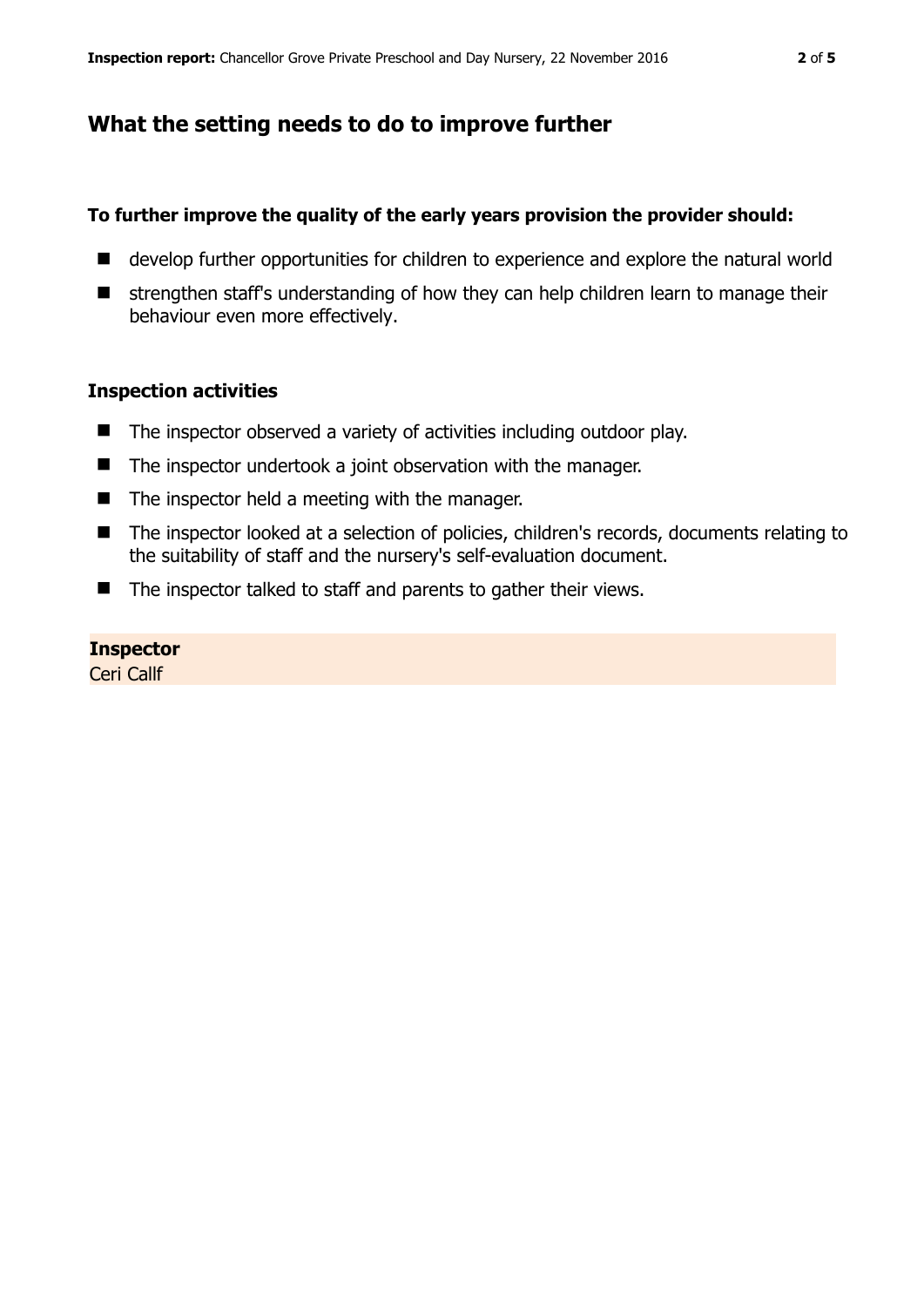## What the setting needs to do to improve further

**To further improve the quality of the early years provision the provider should:**

- develop further opportunities for children to experience and explore the natural world
- strengthen staff's understanding of how they can help children learn to manage their behaviour even more effectively.

### Inspection activities

- The inspector observed a variety of activities including outdoor play.
- The inspector undertook a joint observation with the manager.
- The inspector held a meeting with the manager.
- The inspector looked at a selection of policies, children's records, documents relating to the suitability of staff and the nursery's self-evaluation document.
- The inspector talked to staff and parents to gather their views.

**Inspector**
Ceri Callf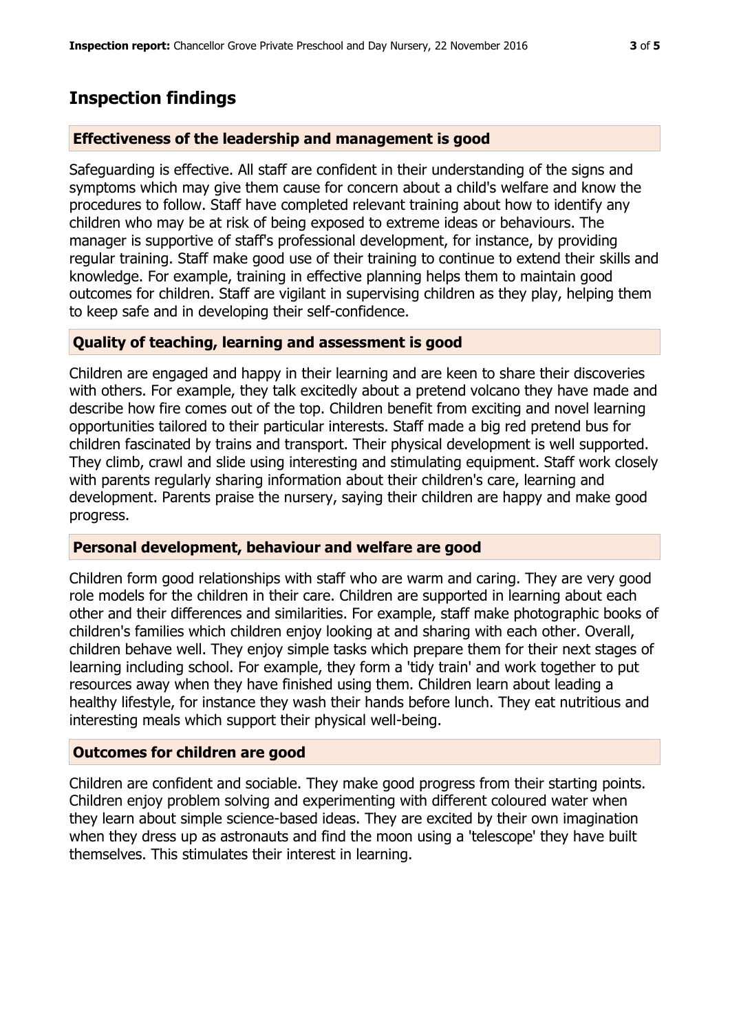## Inspection findings

### Effectiveness of the leadership and management is good

Safeguarding is effective. All staff are confident in their understanding of the signs and symptoms which may give them cause for concern about a child's welfare and know the procedures to follow. Staff have completed relevant training about how to identify any children who may be at risk of being exposed to extreme ideas or behaviours. The manager is supportive of staff's professional development, for instance, by providing regular training. Staff make good use of their training to continue to extend their skills and knowledge. For example, training in effective planning helps them to maintain good outcomes for children. Staff are vigilant in supervising children as they play, helping them to keep safe and in developing their self-confidence.

### Quality of teaching, learning and assessment is good

Children are engaged and happy in their learning and are keen to share their discoveries with others. For example, they talk excitedly about a pretend volcano they have made and describe how fire comes out of the top. Children benefit from exciting and novel learning opportunities tailored to their particular interests. Staff made a big red pretend bus for children fascinated by trains and transport. Their physical development is well supported. They climb, crawl and slide using interesting and stimulating equipment. Staff work closely with parents regularly sharing information about their children's care, learning and development. Parents praise the nursery, saying their children are happy and make good progress.

### Personal development, behaviour and welfare are good

Children form good relationships with staff who are warm and caring. They are very good role models for the children in their care. Children are supported in learning about each other and their differences and similarities. For example, staff make photographic books of children's families which children enjoy looking at and sharing with each other. Overall, children behave well. They enjoy simple tasks which prepare them for their next stages of learning including school. For example, they form a 'tidy train' and work together to put resources away when they have finished using them. Children learn about leading a healthy lifestyle, for instance they wash their hands before lunch. They eat nutritious and interesting meals which support their physical well-being.

### Outcomes for children are good

Children are confident and sociable. They make good progress from their starting points. Children enjoy problem solving and experimenting with different coloured water when they learn about simple science-based ideas. They are excited by their own imagination when they dress up as astronauts and find the moon using a 'telescope' they have built themselves. This stimulates their interest in learning.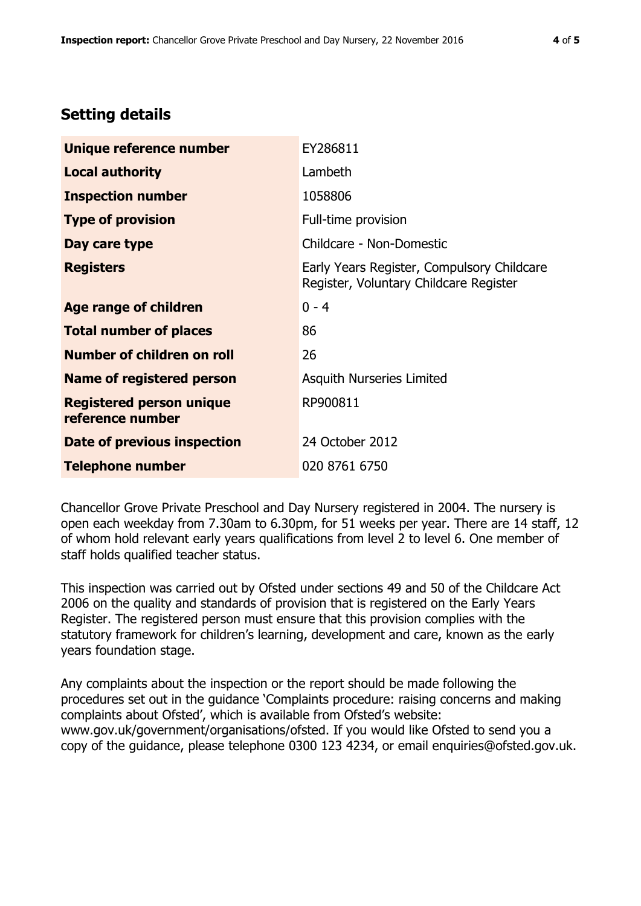## Setting details

| | |
|---|---|
| **Unique reference number** | EY286811 |
| **Local authority** | Lambeth |
| **Inspection number** | 1058806 |
| **Type of provision** | Full-time provision |
| **Day care type** | Childcare - Non-Domestic |
| **Registers** | Early Years Register, Compulsory Childcare Register, Voluntary Childcare Register |
| **Age range of children** | 0 - 4 |
| **Total number of places** | 86 |
| **Number of children on roll** | 26 |
| **Name of registered person** | Asquith Nurseries Limited |
| **Registered person unique reference number** | RP900811 |
| **Date of previous inspection** | 24 October 2012 |
| **Telephone number** | 020 8761 6750 |

Chancellor Grove Private Preschool and Day Nursery registered in 2004. The nursery is open each weekday from 7.30am to 6.30pm, for 51 weeks per year. There are 14 staff, 12 of whom hold relevant early years qualifications from level 2 to level 6. One member of staff holds qualified teacher status.

This inspection was carried out by Ofsted under sections 49 and 50 of the Childcare Act 2006 on the quality and standards of provision that is registered on the Early Years Register. The registered person must ensure that this provision complies with the statutory framework for children's learning, development and care, known as the early years foundation stage.

Any complaints about the inspection or the report should be made following the procedures set out in the guidance 'Complaints procedure: raising concerns and making complaints about Ofsted', which is available from Ofsted's website: www.gov.uk/government/organisations/ofsted. If you would like Ofsted to send you a copy of the guidance, please telephone 0300 123 4234, or email enquiries@ofsted.gov.uk.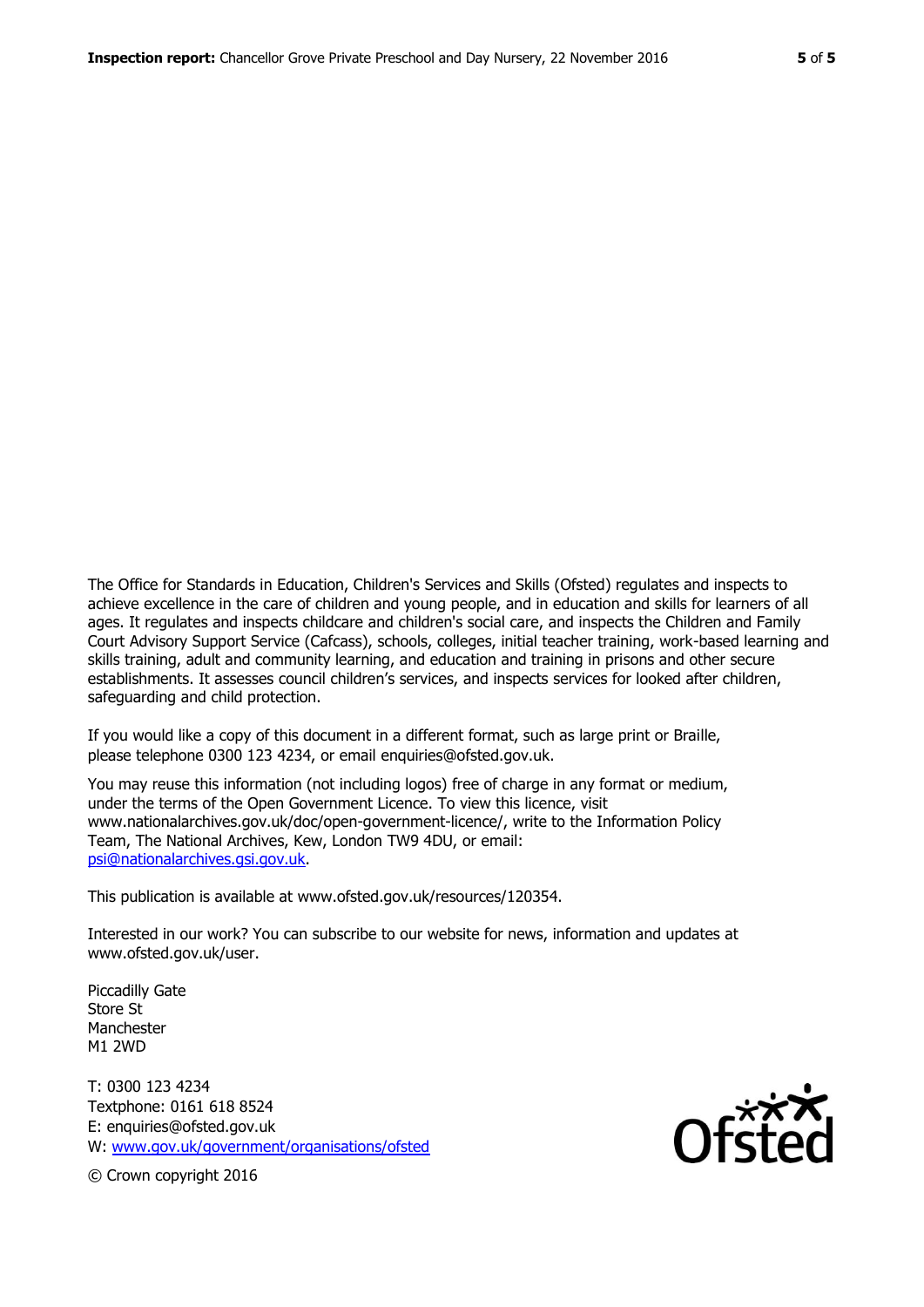The Office for Standards in Education, Children's Services and Skills (Ofsted) regulates and inspects to achieve excellence in the care of children and young people, and in education and skills for learners of all ages. It regulates and inspects childcare and children's social care, and inspects the Children and Family Court Advisory Support Service (Cafcass), schools, colleges, initial teacher training, work-based learning and skills training, adult and community learning, and education and training in prisons and other secure establishments. It assesses council children's services, and inspects services for looked after children, safeguarding and child protection.

If you would like a copy of this document in a different format, such as large print or Braille, please telephone 0300 123 4234, or email enquiries@ofsted.gov.uk.

You may reuse this information (not including logos) free of charge in any format or medium, under the terms of the Open Government Licence. To view this licence, visit www.nationalarchives.gov.uk/doc/open-government-licence/, write to the Information Policy Team, The National Archives, Kew, London TW9 4DU, or email: psi@nationalarchives.gsi.gov.uk.

This publication is available at www.ofsted.gov.uk/resources/120354.

Interested in our work? You can subscribe to our website for news, information and updates at www.ofsted.gov.uk/user.

Piccadilly Gate
Store St
Manchester
M1 2WD

T: 0300 123 4234
Textphone: 0161 618 8524
E: enquiries@ofsted.gov.uk
W: www.gov.uk/government/organisations/ofsted

© Crown copyright 2016